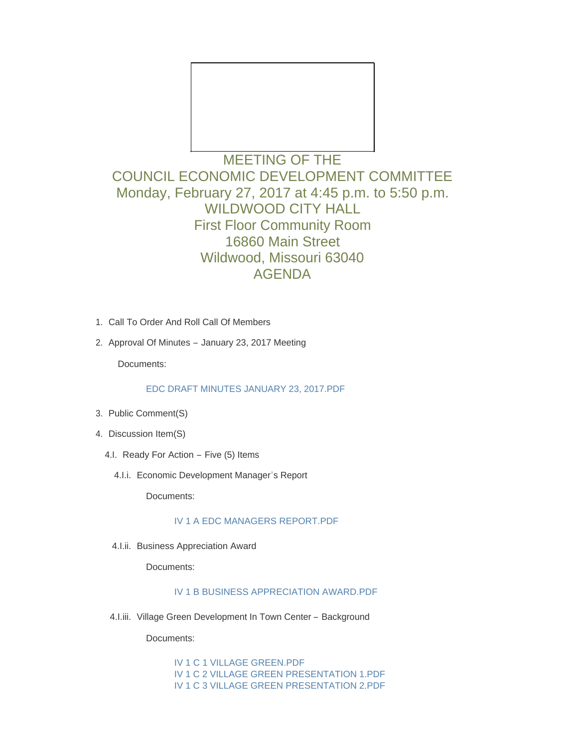# MEETING OF THE
# COUNCIL ECONOMIC DEVELOPMENT COMMITTEE
## Monday, February 27, 2017 at 4:45 p.m. to 5:50 p.m.
## WILDWOOD CITY HALL
## First Floor Community Room
## 16860 Main Street
## Wildwood, Missouri 63040
## AGENDA

1. Call To Order And Roll Call Of Members
2. Approval Of Minutes – January 23, 2017 Meeting

   Documents:

   EDC DRAFT MINUTES JANUARY 23, 2017.PDF

3. Public Comment(S)
4. Discussion Item(S)

   4.I. Ready For Action – Five (5) Items

   4.I.i. Economic Development Manager's Report

   Documents:

   IV 1 A EDC MANAGERS REPORT.PDF

   4.I.ii. Business Appreciation Award

   Documents:

   IV 1 B BUSINESS APPRECIATION AWARD.PDF

   4.I.iii. Village Green Development In Town Center – Background

   Documents:

   IV 1 C 1 VILLAGE GREEN.PDF
   IV 1 C 2 VILLAGE GREEN PRESENTATION 1.PDF
   IV 1 C 3 VILLAGE GREEN PRESENTATION 2.PDF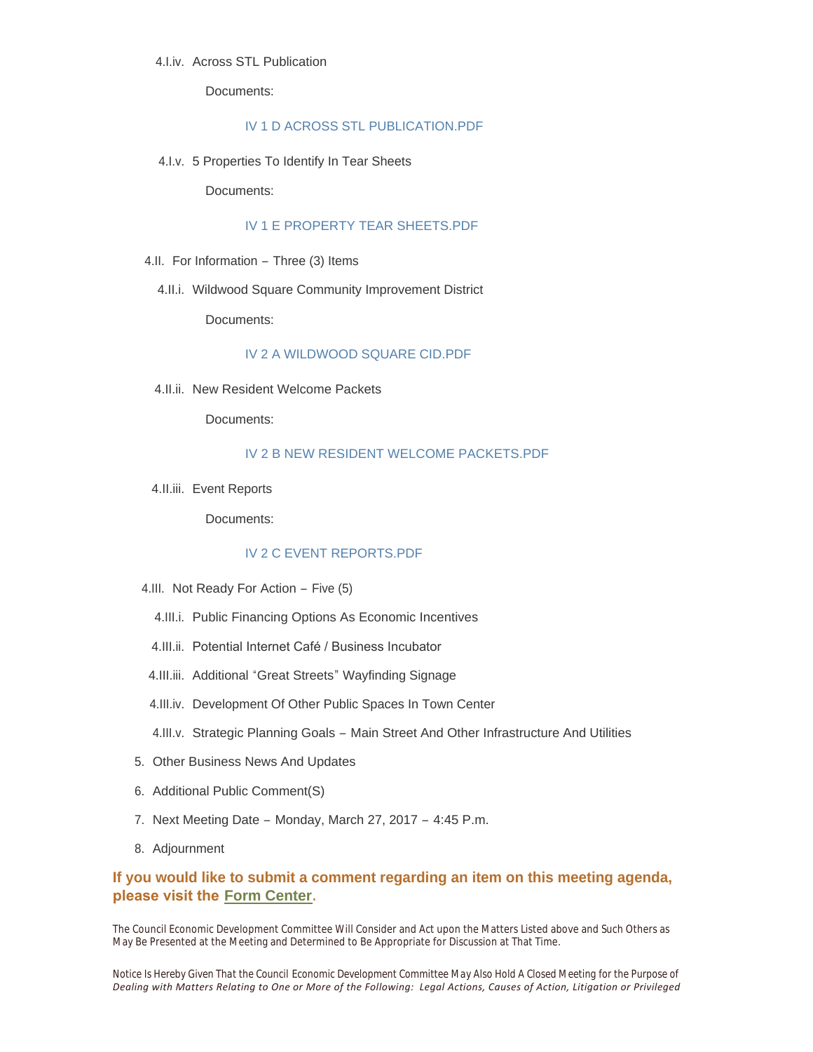4.I.iv. Across STL Publication

Documents:

IV 1 D ACROSS STL PUBLICATION.PDF

4.I.v. 5 Properties To Identify In Tear Sheets

Documents:

IV 1 E PROPERTY TEAR SHEETS.PDF

4.II. For Information – Three (3) Items

4.II.i. Wildwood Square Community Improvement District

Documents:

IV 2 A WILDWOOD SQUARE CID.PDF

4.II.ii. New Resident Welcome Packets

Documents:

IV 2 B NEW RESIDENT WELCOME PACKETS.PDF

4.II.iii. Event Reports

Documents:

IV 2 C EVENT REPORTS.PDF

4.III. Not Ready For Action – Five (5)

4.III.i. Public Financing Options As Economic Incentives

4.III.ii. Potential Internet Café / Business Incubator

4.III.iii. Additional "Great Streets" Wayfinding Signage

4.III.iv. Development Of Other Public Spaces In Town Center

4.III.v. Strategic Planning Goals – Main Street And Other Infrastructure And Utilities

5. Other Business News And Updates

6. Additional Public Comment(S)

7. Next Meeting Date – Monday, March 27, 2017 – 4:45 P.m.

8. Adjournment

**If you would like to submit a comment regarding an item on this meeting agenda, please visit the Form Center.**

The Council Economic Development Committee Will Consider and Act upon the Matters Listed above and Such Others as May Be Presented at the Meeting and Determined to Be Appropriate for Discussion at That Time.

Notice Is Hereby Given That the Council Economic Development Committee May Also Hold A Closed Meeting for the Purpose of *Dealing with Matters Relating to One or More of the Following: Legal Actions, Causes of Action, Litigation or Privileged*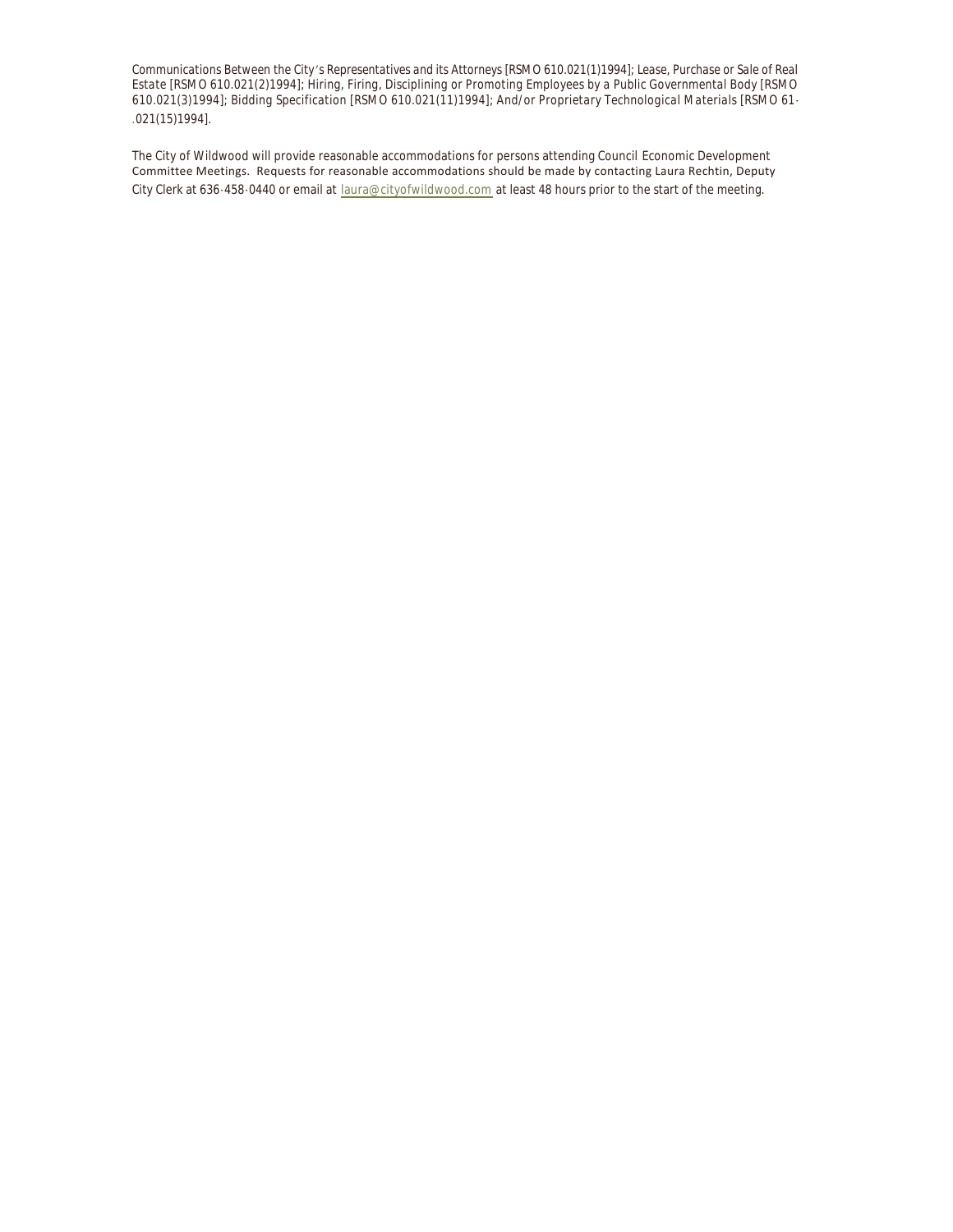*Communications Between the City's Representatives and its Attorneys [RSMO 610.021(1)1994]; Lease, Purchase or Sale of Real Estate [RSMO 610.021(2)1994]; Hiring, Firing, Disciplining or Promoting Employees by a Public Governmental Body [RSMO 610.021(3)1994]; Bidding Specification [RSMO 610.021(11)1994]; And/or Proprietary Technological Materials [RSMO 61-.021(15)1994].*

The City of Wildwood will provide reasonable accommodations for persons attending Council Economic Development Committee Meetings. Requests for reasonable accommodations should be made by contacting Laura Rechtin, Deputy City Clerk at 636-458-0440 or email at laura@cityofwildwood.com at least 48 hours prior to the start of the meeting.